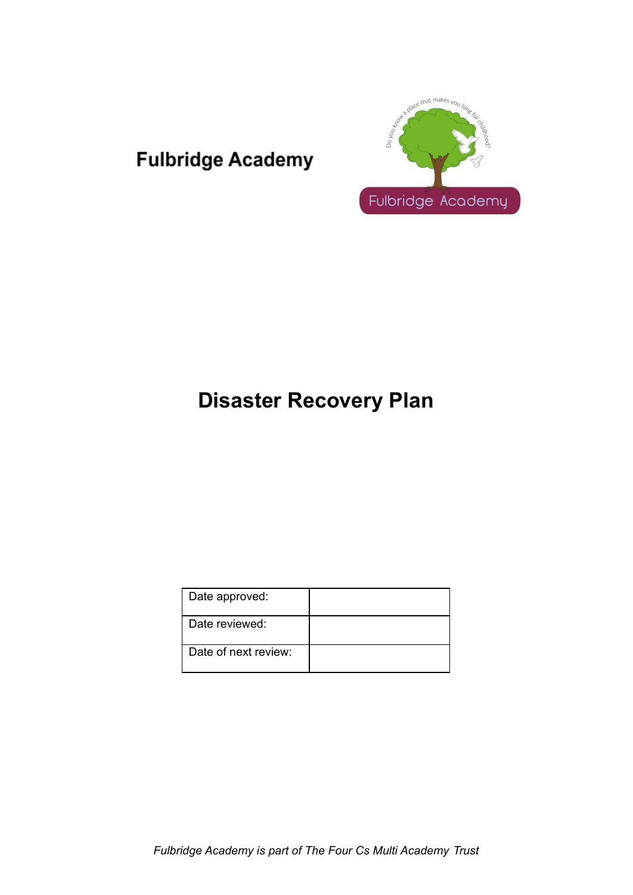**Fulbridge Academy**

# Disaster Recovery Plan

| Date approved: | |
|---|---|
| Date reviewed: | |
| Date of next review: | |

*Fulbridge Academy is part of The Four Cs Multi Academy Trust*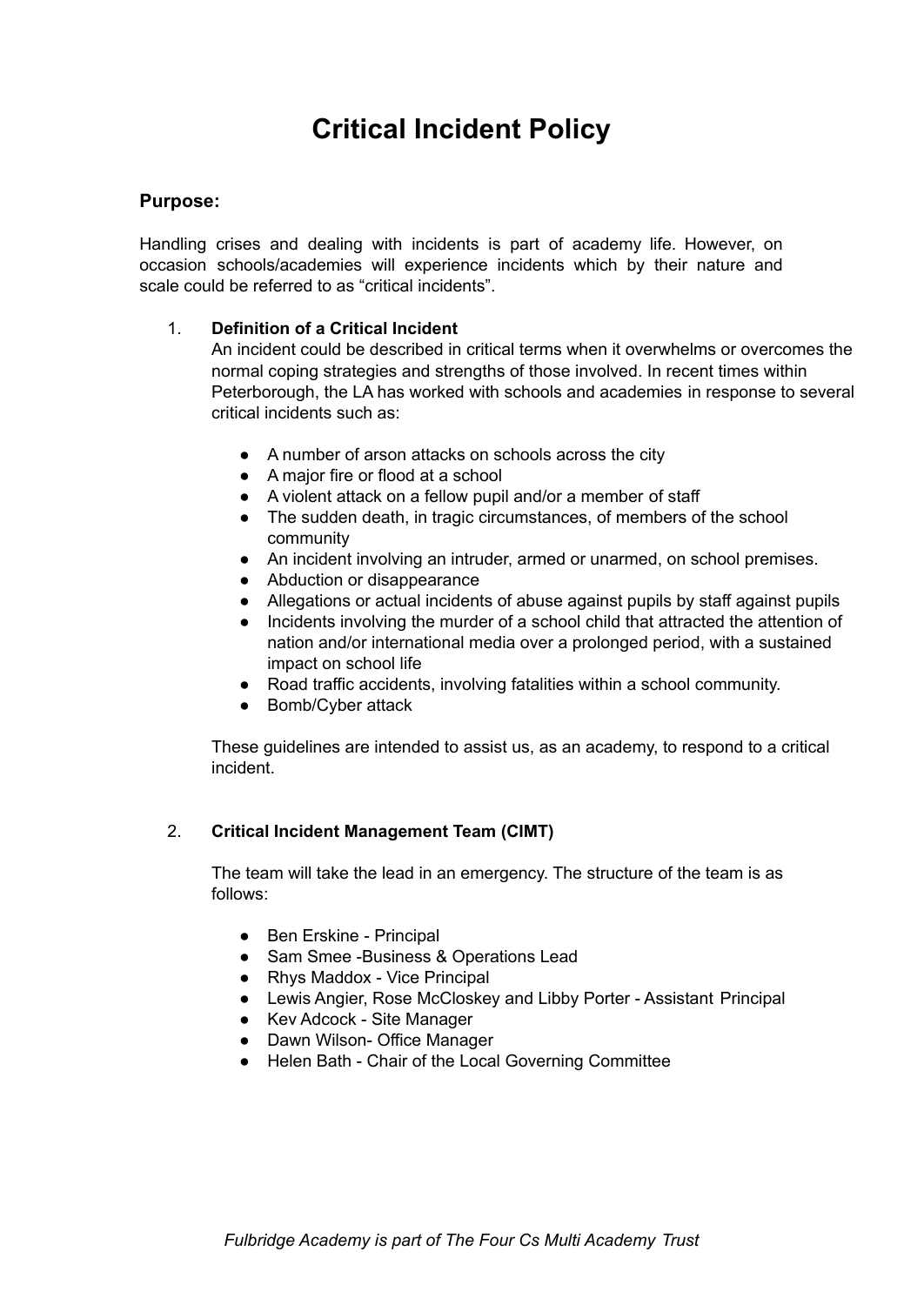# Critical Incident Policy

## Purpose:

Handling crises and dealing with incidents is part of academy life. However, on occasion schools/academies will experience incidents which by their nature and scale could be referred to as “critical incidents”.

1. **Definition of a Critical Incident**

   An incident could be described in critical terms when it overwhelms or overcomes the normal coping strategies and strengths of those involved. In recent times within Peterborough, the LA has worked with schools and academies in response to several critical incidents such as:

   - A number of arson attacks on schools across the city
   - A major fire or flood at a school
   - A violent attack on a fellow pupil and/or a member of staff
   - The sudden death, in tragic circumstances, of members of the school community
   - An incident involving an intruder, armed or unarmed, on school premises.
   - Abduction or disappearance
   - Allegations or actual incidents of abuse against pupils by staff against pupils
   - Incidents involving the murder of a school child that attracted the attention of nation and/or international media over a prolonged period, with a sustained impact on school life
   - Road traffic accidents, involving fatalities within a school community.
   - Bomb/Cyber attack

   These guidelines are intended to assist us, as an academy, to respond to a critical incident.

2. **Critical Incident Management Team (CIMT)**

   The team will take the lead in an emergency. The structure of the team is as follows:

   - Ben Erskine - Principal
   - Sam Smee -Business & Operations Lead
   - Rhys Maddox - Vice Principal
   - Lewis Angier, Rose McCloskey and Libby Porter - Assistant Principal
   - Kev Adcock - Site Manager
   - Dawn Wilson- Office Manager
   - Helen Bath - Chair of the Local Governing Committee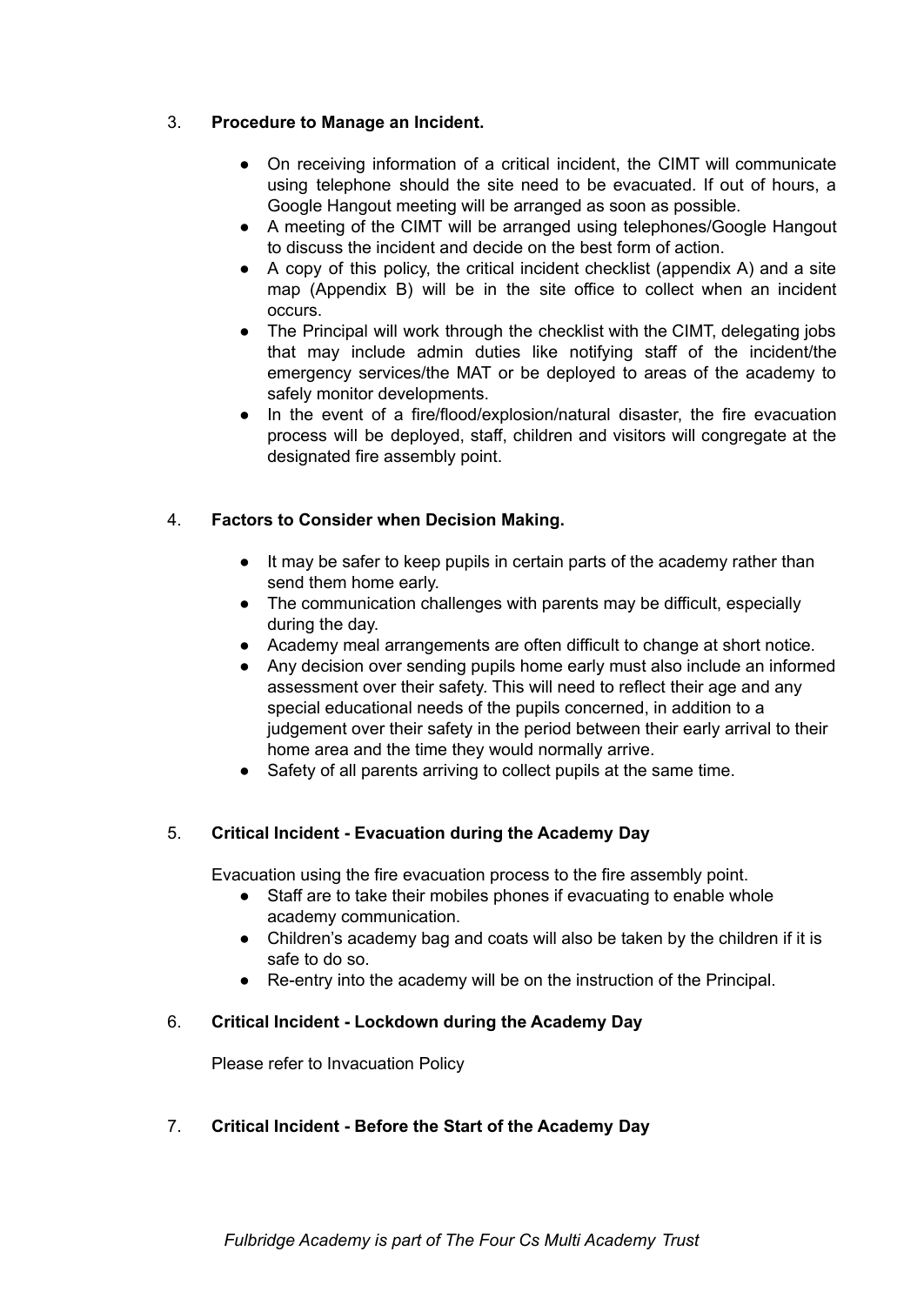## 3. **Procedure to Manage an Incident.**

- On receiving information of a critical incident, the CIMT will communicate using telephone should the site need to be evacuated. If out of hours, a Google Hangout meeting will be arranged as soon as possible.
- A meeting of the CIMT will be arranged using telephones/Google Hangout to discuss the incident and decide on the best form of action.
- A copy of this policy, the critical incident checklist (appendix A) and a site map (Appendix B) will be in the site office to collect when an incident occurs.
- The Principal will work through the checklist with the CIMT, delegating jobs that may include admin duties like notifying staff of the incident/the emergency services/the MAT or be deployed to areas of the academy to safely monitor developments.
- In the event of a fire/flood/explosion/natural disaster, the fire evacuation process will be deployed, staff, children and visitors will congregate at the designated fire assembly point.

## 4. **Factors to Consider when Decision Making.**

- It may be safer to keep pupils in certain parts of the academy rather than send them home early.
- The communication challenges with parents may be difficult, especially during the day.
- Academy meal arrangements are often difficult to change at short notice.
- Any decision over sending pupils home early must also include an informed assessment over their safety. This will need to reflect their age and any special educational needs of the pupils concerned, in addition to a judgement over their safety in the period between their early arrival to their home area and the time they would normally arrive.
- Safety of all parents arriving to collect pupils at the same time.

## 5. **Critical Incident - Evacuation during the Academy Day**

Evacuation using the fire evacuation process to the fire assembly point.

- Staff are to take their mobiles phones if evacuating to enable whole academy communication.
- Children's academy bag and coats will also be taken by the children if it is safe to do so.
- Re-entry into the academy will be on the instruction of the Principal.

## 6. **Critical Incident - Lockdown during the Academy Day**

Please refer to Invacuation Policy

## 7. **Critical Incident - Before the Start of the Academy Day**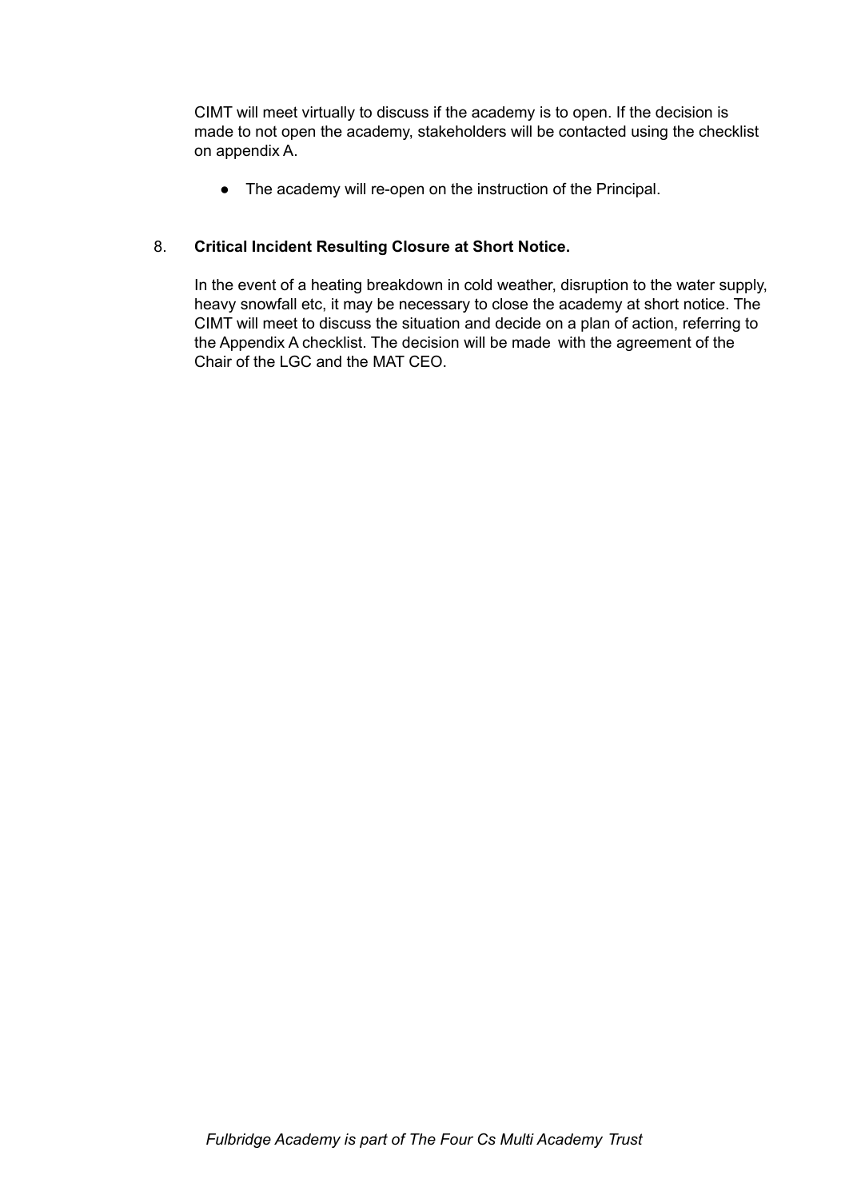CIMT will meet virtually to discuss if the academy is to open. If the decision is made to not open the academy, stakeholders will be contacted using the checklist on appendix A.

- The academy will re-open on the instruction of the Principal.

8. **Critical Incident Resulting Closure at Short Notice.**

   In the event of a heating breakdown in cold weather, disruption to the water supply, heavy snowfall etc, it may be necessary to close the academy at short notice. The CIMT will meet to discuss the situation and decide on a plan of action, referring to the Appendix A checklist. The decision will be made with the agreement of the Chair of the LGC and the MAT CEO.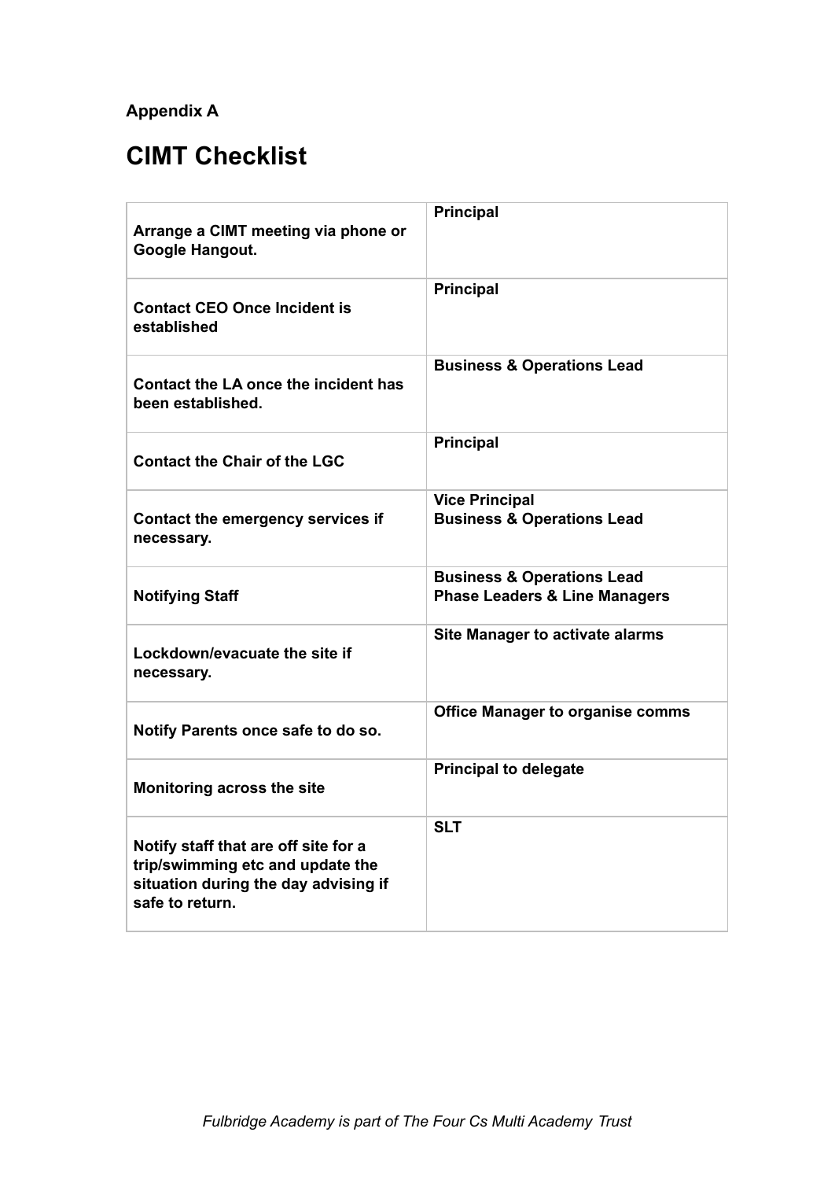**Appendix A**

# CIMT Checklist

| | |
|---|---|
| **Arrange a CIMT meeting via phone or Google Hangout.** | **Principal** |
| **Contact CEO Once Incident is established** | **Principal** |
| **Contact the LA once the incident has been established.** | **Business & Operations Lead** |
| **Contact the Chair of the LGC** | **Principal** |
| **Contact the emergency services if necessary.** | **Vice Principal**<br>**Business & Operations Lead** |
| **Notifying Staff** | **Business & Operations Lead**<br>**Phase Leaders & Line Managers** |
| **Lockdown/evacuate the site if necessary.** | **Site Manager to activate alarms** |
| **Notify Parents once safe to do so.** | **Office Manager to organise comms** |
| **Monitoring across the site** | **Principal to delegate** |
| **Notify staff that are off site for a trip/swimming etc and update the situation during the day advising if safe to return.** | **SLT** |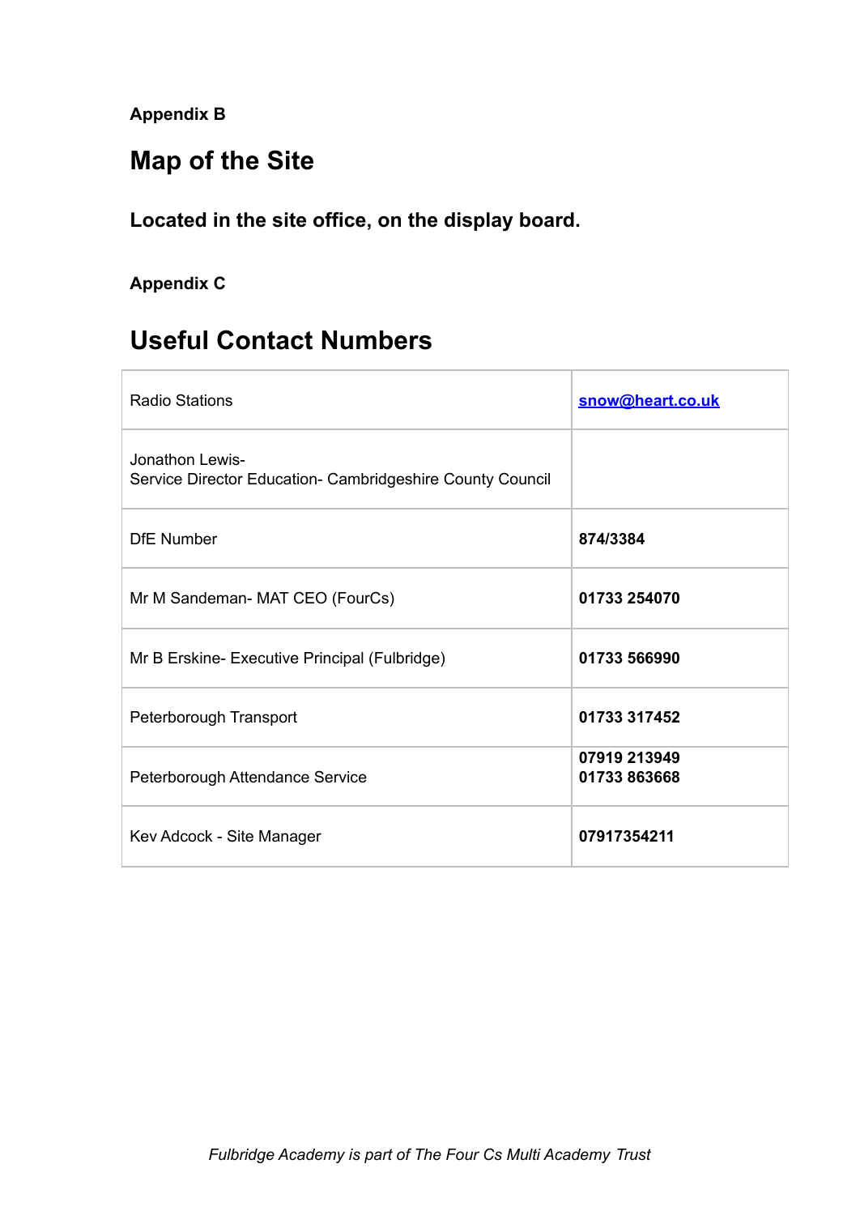**Appendix B**

## Map of the Site

### Located in the site office, on the display board.

**Appendix C**

## Useful Contact Numbers

| | |
|---|---|
| Radio Stations | [snow@heart.co.uk](mailto:snow@heart.co.uk) |
| Jonathon Lewis-<br>Service Director Education- Cambridgeshire County Council | |
| DfE Number | **874/3384** |
| Mr M Sandeman- MAT CEO (FourCs) | **01733 254070** |
| Mr B Erskine- Executive Principal (Fulbridge) | **01733 566990** |
| Peterborough Transport | **01733 317452** |
| Peterborough Attendance Service | **07919 213949**<br>**01733 863668** |
| Kev Adcock - Site Manager | **07917354211** |

*Fulbridge Academy is part of The Four Cs Multi Academy Trust*